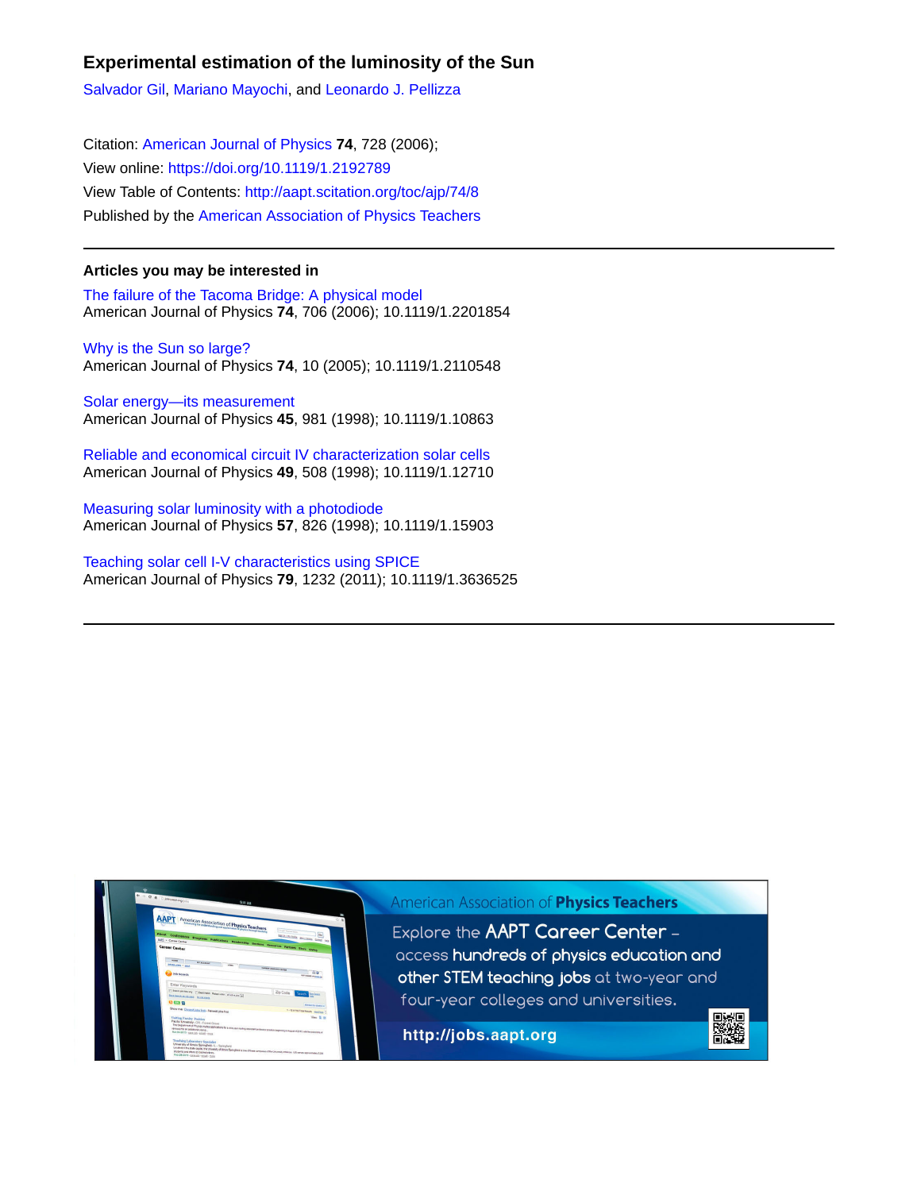# Experimental estimation of the luminosity of the Sun

Salvador Gil, Mariano Mayochi, and Leonardo J. Pellizza

Citation: American Journal of Physics **74**, 728 (2006);
View online: https://doi.org/10.1119/1.2192789
View Table of Contents: http://aapt.scitation.org/toc/ajp/74/8
Published by the American Association of Physics Teachers

---

**Articles you may be interested in**

The failure of the Tacoma Bridge: A physical model
American Journal of Physics **74**, 706 (2006); 10.1119/1.2201854

Why is the Sun so large?
American Journal of Physics **74**, 10 (2005); 10.1119/1.2110548

Solar energy—its measurement
American Journal of Physics **45**, 981 (1998); 10.1119/1.10863

Reliable and economical circuit IV characterization solar cells
American Journal of Physics **49**, 508 (1998); 10.1119/1.12710

Measuring solar luminosity with a photodiode
American Journal of Physics **57**, 826 (1998); 10.1119/1.15903

Teaching solar cell I-V characteristics using SPICE
American Journal of Physics **79**, 1232 (2011); 10.1119/1.3636525

---

American Association of Physics Teachers

Explore the AAPT Career Center – access hundreds of physics education and other STEM teaching jobs at two-year and four-year colleges and universities.

http://jobs.aapt.org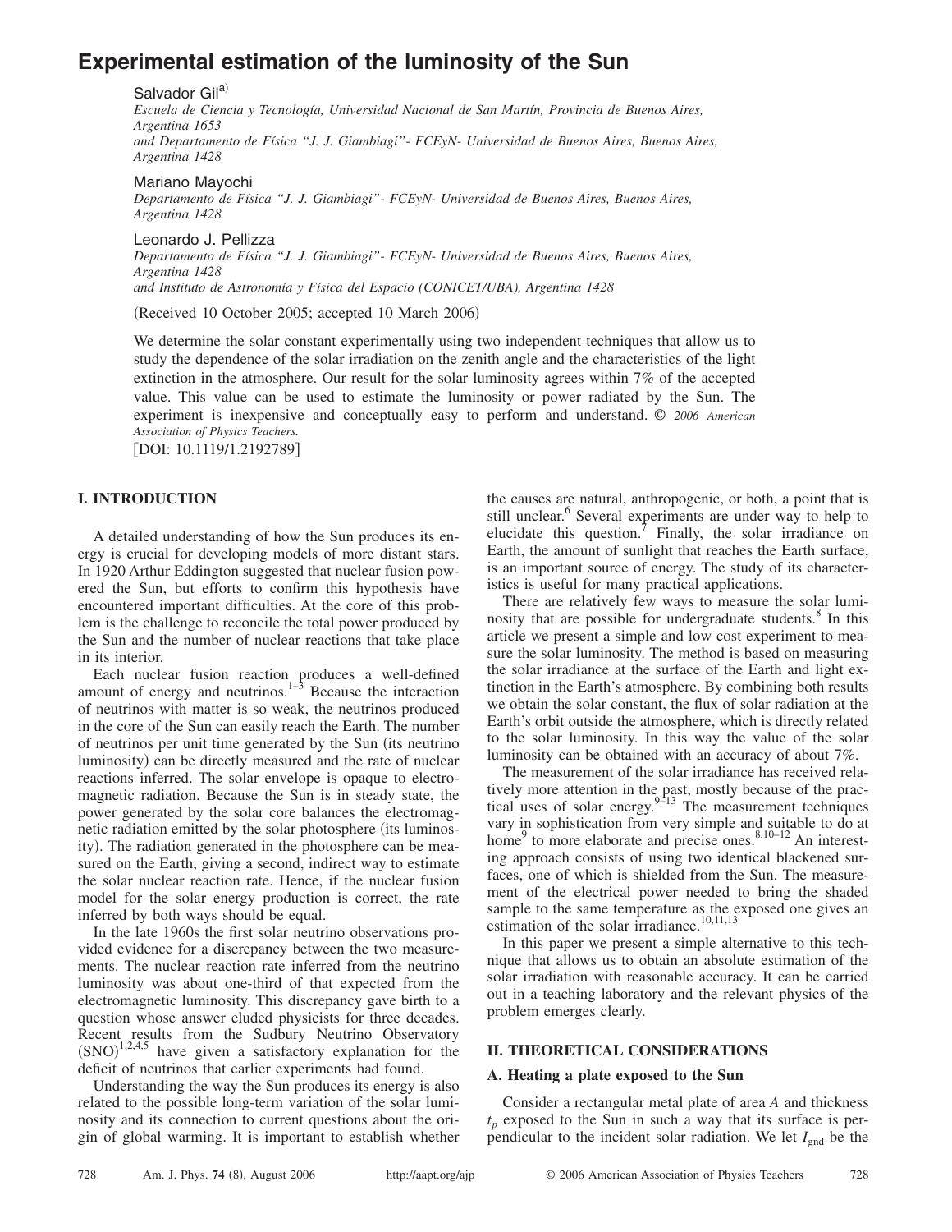# Experimental estimation of the luminosity of the Sun

Salvador Gil[a)]

*Escuela de Ciencia y Tecnología, Universidad Nacional de San Martín, Provincia de Buenos Aires, Argentina 1653*
*and Departamento de Física "J. J. Giambiagi"- FCEyN- Universidad de Buenos Aires, Buenos Aires, Argentina 1428*

Mariano Mayochi

*Departamento de Física "J. J. Giambiagi"- FCEyN- Universidad de Buenos Aires, Buenos Aires, Argentina 1428*

Leonardo J. Pellizza

*Departamento de Física "J. J. Giambiagi"- FCEyN- Universidad de Buenos Aires, Buenos Aires, Argentina 1428*
*and Instituto de Astronomía y Física del Espacio (CONICET/UBA), Argentina 1428*

(Received 10 October 2005; accepted 10 March 2006)

We determine the solar constant experimentally using two independent techniques that allow us to study the dependence of the solar irradiation on the zenith angle and the characteristics of the light extinction in the atmosphere. Our result for the solar luminosity agrees within 7% of the accepted value. This value can be used to estimate the luminosity or power radiated by the Sun. The experiment is inexpensive and conceptually easy to perform and understand. © *2006 American Association of Physics Teachers.*

[DOI: 10.1119/1.2192789]

## I. INTRODUCTION

A detailed understanding of how the Sun produces its energy is crucial for developing models of more distant stars. In 1920 Arthur Eddington suggested that nuclear fusion powered the Sun, but efforts to confirm this hypothesis have encountered important difficulties. At the core of this problem is the challenge to reconcile the total power produced by the Sun and the number of nuclear reactions that take place in its interior.

Each nuclear fusion reaction produces a well-defined amount of energy and neutrinos.[1–3] Because the interaction of neutrinos with matter is so weak, the neutrinos produced in the core of the Sun can easily reach the Earth. The number of neutrinos per unit time generated by the Sun (its neutrino luminosity) can be directly measured and the rate of nuclear reactions inferred. The solar envelope is opaque to electromagnetic radiation. Because the Sun is in steady state, the power generated by the solar core balances the electromagnetic radiation emitted by the solar photosphere (its luminosity). The radiation generated in the photosphere can be measured on the Earth, giving a second, indirect way to estimate the solar nuclear reaction rate. Hence, if the nuclear fusion model for the solar energy production is correct, the rate inferred by both ways should be equal.

In the late 1960s the first solar neutrino observations provided evidence for a discrepancy between the two measurements. The nuclear reaction rate inferred from the neutrino luminosity was about one-third of that expected from the electromagnetic luminosity. This discrepancy gave birth to a question whose answer eluded physicists for three decades. Recent results from the Sudbury Neutrino Observatory (SNO)[1,2,4,5] have given a satisfactory explanation for the deficit of neutrinos that earlier experiments had found.

Understanding the way the Sun produces its energy is also related to the possible long-term variation of the solar luminosity and its connection to current questions about the origin of global warming. It is important to establish whether the causes are natural, anthropogenic, or both, a point that is still unclear.[6] Several experiments are under way to help to elucidate this question.[7] Finally, the solar irradiance on Earth, the amount of sunlight that reaches the Earth surface, is an important source of energy. The study of its characteristics is useful for many practical applications.

There are relatively few ways to measure the solar luminosity that are possible for undergraduate students.[8] In this article we present a simple and low cost experiment to measure the solar luminosity. The method is based on measuring the solar irradiance at the surface of the Earth and light extinction in the Earth's atmosphere. By combining both results we obtain the solar constant, the flux of solar radiation at the Earth's orbit outside the atmosphere, which is directly related to the solar luminosity. In this way the value of the solar luminosity can be obtained with an accuracy of about 7%.

The measurement of the solar irradiance has received relatively more attention in the past, mostly because of the practical uses of solar energy.[9–13] The measurement techniques vary in sophistication from very simple and suitable to do at home[9] to more elaborate and precise ones.[8,10–12] An interesting approach consists of using two identical blackened surfaces, one of which is shielded from the Sun. The measurement of the electrical power needed to bring the shaded sample to the same temperature as the exposed one gives an estimation of the solar irradiance.[10,11,13]

In this paper we present a simple alternative to this technique that allows us to obtain an absolute estimation of the solar irradiation with reasonable accuracy. It can be carried out in a teaching laboratory and the relevant physics of the problem emerges clearly.

## II. THEORETICAL CONSIDERATIONS

### A. Heating a plate exposed to the Sun

Consider a rectangular metal plate of area $A$ and thickness $t_p$ exposed to the Sun in such a way that its surface is perpendicular to the incident solar radiation. We let $I_{\mathrm{gnd}}$ be the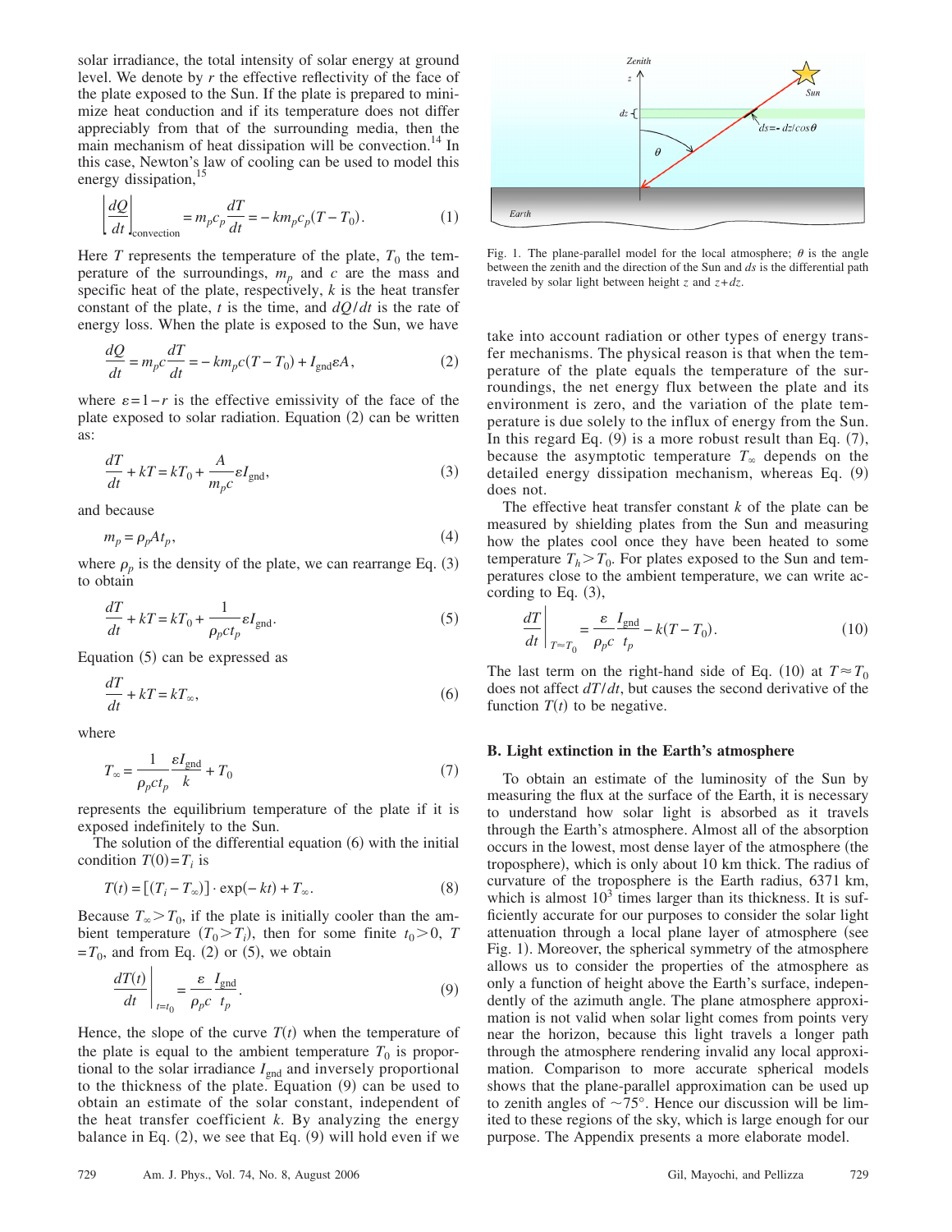solar irradiance, the total intensity of solar energy at ground level. We denote by $r$ the effective reflectivity of the face of the plate exposed to the Sun. If the plate is prepared to minimize heat conduction and if its temperature does not differ appreciably from that of the surrounding media, then the main mechanism of heat dissipation will be convection.[14] In this case, Newton's law of cooling can be used to model this energy dissipation,[15]

$$\left.\frac{dQ}{dt}\right|_{\text{convection}} = m_p c_p \frac{dT}{dt} = -k m_p c_p (T - T_0). \tag{1}$$

Here $T$ represents the temperature of the plate, $T_0$ the temperature of the surroundings, $m_p$ and $c$ are the mass and specific heat of the plate, respectively, $k$ is the heat transfer constant of the plate, $t$ is the time, and $dQ/dt$ is the rate of energy loss. When the plate is exposed to the Sun, we have

$$\frac{dQ}{dt} = m_p c \frac{dT}{dt} = -k m_p c (T - T_0) + I_{\text{gnd}} \varepsilon A, \tag{2}$$

where $\varepsilon = 1 - r$ is the effective emissivity of the face of the plate exposed to solar radiation. Equation (2) can be written as:

$$\frac{dT}{dt} + kT = kT_0 + \frac{A}{m_p c} \varepsilon I_{\text{gnd}}, \tag{3}$$

and because

$$m_p = \rho_p A t_p, \tag{4}$$

where $\rho_p$ is the density of the plate, we can rearrange Eq. (3) to obtain

$$\frac{dT}{dt} + kT = kT_0 + \frac{1}{\rho_p c t_p} \varepsilon I_{\text{gnd}}. \tag{5}$$

Equation (5) can be expressed as

$$\frac{dT}{dt} + kT = kT_\infty, \tag{6}$$

where

$$T_\infty = \frac{1}{\rho_p c t_p} \frac{\varepsilon I_{\text{gnd}}}{k} + T_0 \tag{7}$$

represents the equilibrium temperature of the plate if it is exposed indefinitely to the Sun.

The solution of the differential equation (6) with the initial condition $T(0) = T_i$ is

$$T(t) = [(T_i - T_\infty)] \cdot \exp(-kt) + T_\infty. \tag{8}$$

Because $T_\infty > T_0$, if the plate is initially cooler than the ambient temperature ($T_0 > T_i$), then for some finite $t_0 > 0$, $T = T_0$, and from Eq. (2) or (5), we obtain

$$\left.\frac{dT(t)}{dt}\right|_{t=t_0} = \frac{\varepsilon}{\rho_p c} \frac{I_{\text{gnd}}}{t_p}. \tag{9}$$

Hence, the slope of the curve $T(t)$ when the temperature of the plate is equal to the ambient temperature $T_0$ is proportional to the solar irradiance $I_{\text{gnd}}$ and inversely proportional to the thickness of the plate. Equation (9) can be used to obtain an estimate of the solar constant, independent of the heat transfer coefficient $k$. By analyzing the energy balance in Eq. (2), we see that Eq. (9) will hold even if we take into account radiation or other types of energy transfer mechanisms. The physical reason is that when the temperature of the plate equals the temperature of the surroundings, the net energy flux between the plate and its environment is zero, and the variation of the plate temperature is due solely to the influx of energy from the Sun. In this regard Eq. (9) is a more robust result than Eq. (7), because the asymptotic temperature $T_\infty$ depends on the detailed energy dissipation mechanism, whereas Eq. (9) does not.

The effective heat transfer constant $k$ of the plate can be measured by shielding plates from the Sun and measuring how the plates cool once they have been heated to some temperature $T_h > T_0$. For plates exposed to the Sun and temperatures close to the ambient temperature, we can write according to Eq. (3),

$$\left.\frac{dT}{dt}\right|_{T \approx T_0} = \frac{\varepsilon}{\rho_p c} \frac{I_{\text{gnd}}}{t_p} - k(T - T_0). \tag{10}$$

The last term on the right-hand side of Eq. (10) at $T \approx T_0$ does not affect $dT/dt$, but causes the second derivative of the function $T(t)$ to be negative.

Fig. 1. The plane-parallel model for the local atmosphere; $\theta$ is the angle between the zenith and the direction of the Sun and $ds$ is the differential path traveled by solar light between height $z$ and $z + dz$.

### B. Light extinction in the Earth's atmosphere

To obtain an estimate of the luminosity of the Sun by measuring the flux at the surface of the Earth, it is necessary to understand how solar light is absorbed as it travels through the Earth's atmosphere. Almost all of the absorption occurs in the lowest, most dense layer of the atmosphere (the troposphere), which is only about 10 km thick. The radius of curvature of the troposphere is the Earth radius, 6371 km, which is almost $10^3$ times larger than its thickness. It is sufficiently accurate for our purposes to consider the solar light attenuation through a local plane layer of atmosphere (see Fig. 1). Moreover, the spherical symmetry of the atmosphere allows us to consider the properties of the atmosphere as only a function of height above the Earth's surface, independently of the azimuth angle. The plane atmosphere approximation is not valid when solar light comes from points very near the horizon, because this light travels a longer path through the atmosphere rendering invalid any local approximation. Comparison to more accurate spherical models shows that the plane-parallel approximation can be used up to zenith angles of $\sim 75°$. Hence our discussion will be limited to these regions of the sky, which is large enough for our purpose. The Appendix presents a more elaborate model.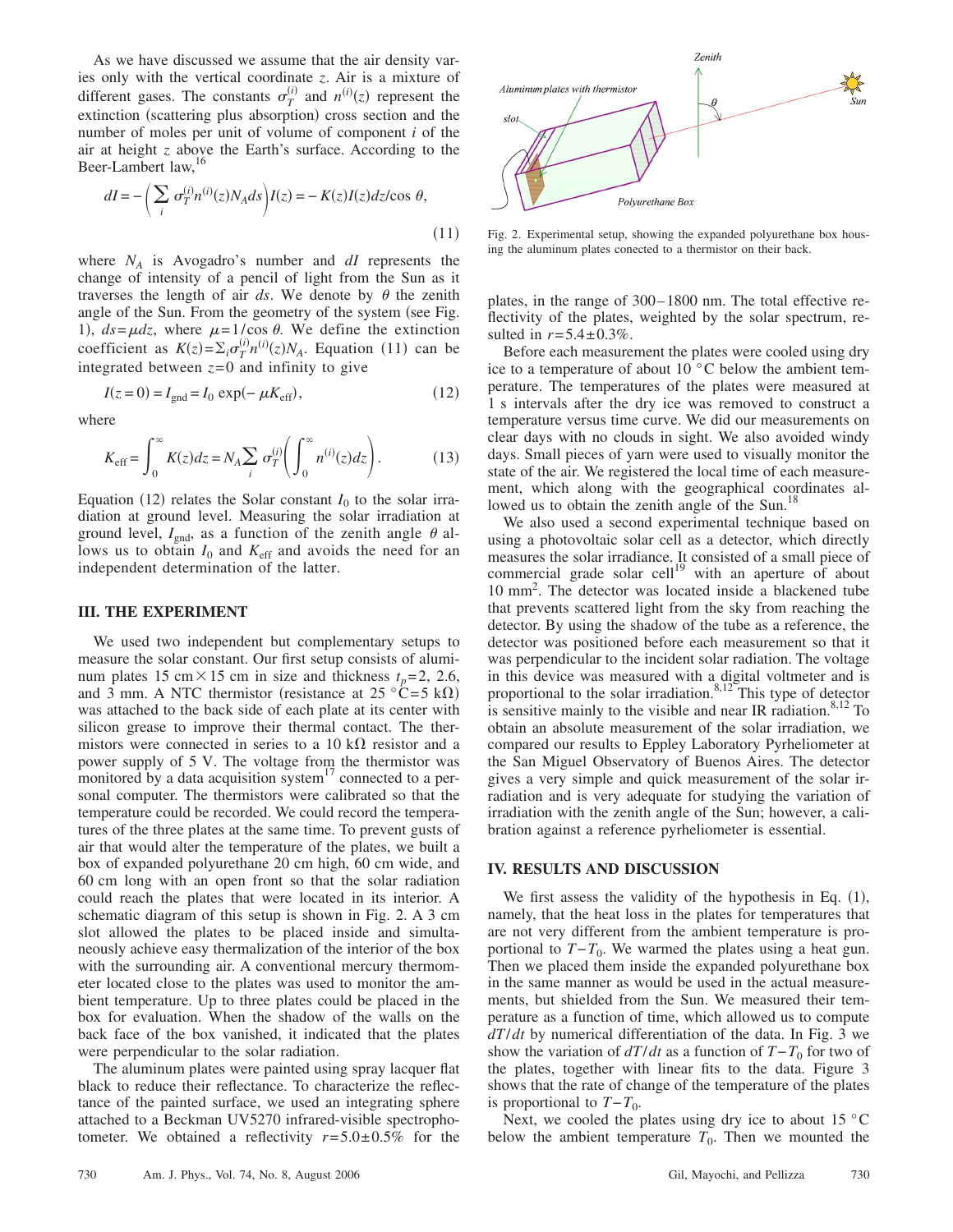As we have discussed we assume that the air density varies only with the vertical coordinate $z$. Air is a mixture of different gases. The constants $\sigma_T^{(i)}$ and $n^{(i)}(z)$ represent the extinction (scattering plus absorption) cross section and the number of moles per unit of volume of component $i$ of the air at height $z$ above the Earth's surface. According to the Beer-Lambert law,[16]

$$dI = -\left(\sum_i \sigma_T^{(i)} n^{(i)}(z) N_A ds\right) I(z) = -K(z) I(z) dz/\cos\theta, \tag{11}$$

where $N_A$ is Avogadro's number and $dI$ represents the change of intensity of a pencil of light from the Sun as it traverses the length of air $ds$. We denote by $\theta$ the zenith angle of the Sun. From the geometry of the system (see Fig. 1), $ds = \mu dz$, where $\mu = 1/\cos\theta$. We define the extinction coefficient as $K(z) = \Sigma_i \sigma_T^{(i)} n^{(i)}(z) N_A$. Equation (11) can be integrated between $z=0$ and infinity to give

$$I(z=0) = I_{\text{gnd}} = I_0 \exp(-\mu K_{\text{eff}}), \tag{12}$$

where

$$K_{\text{eff}} = \int_0^\infty K(z) dz = N_A \sum_i \sigma_T^{(i)} \left(\int_0^\infty n^{(i)}(z) dz\right). \tag{13}$$

Equation (12) relates the Solar constant $I_0$ to the solar irradiation at ground level. Measuring the solar irradiation at ground level, $I_{\text{gnd}}$, as a function of the zenith angle $\theta$ allows us to obtain $I_0$ and $K_{\text{eff}}$ and avoids the need for an independent determination of the latter.

## III. THE EXPERIMENT

We used two independent but complementary setups to measure the solar constant. Our first setup consists of aluminum plates 15 cm × 15 cm in size and thickness $t_p = 2$, 2.6, and 3 mm. A NTC thermistor (resistance at 25 °C = 5 kΩ) was attached to the back side of each plate at its center with silicon grease to improve their thermal contact. The thermistors were connected in series to a 10 kΩ resistor and a power supply of 5 V. The voltage from the thermistor was monitored by a data acquisition system[17] connected to a personal computer. The thermistors were calibrated so that the temperature could be recorded. We could record the temperatures of the three plates at the same time. To prevent gusts of air that would alter the temperature of the plates, we built a box of expanded polyurethane 20 cm high, 60 cm wide, and 60 cm long with an open front so that the solar radiation could reach the plates that were located in its interior. A schematic diagram of this setup is shown in Fig. 2. A 3 cm slot allowed the plates to be placed inside and simultaneously achieve easy thermalization of the interior of the box with the surrounding air. A conventional mercury thermometer located close to the plates was used to monitor the ambient temperature. Up to three plates could be placed in the box for evaluation. When the shadow of the walls on the back face of the box vanished, it indicated that the plates were perpendicular to the solar radiation.

The aluminum plates were painted using spray lacquer flat black to reduce their reflectance. To characterize the reflectance of the painted surface, we used an integrating sphere attached to a Beckman UV5270 infrared-visible spectrophotometer. We obtained a reflectivity $r = 5.0 \pm 0.5\%$ for the plates, in the range of 300–1800 nm. The total effective reflectivity of the plates, weighted by the solar spectrum, resulted in $r = 5.4 \pm 0.3\%$.

Fig. 2. Experimental setup, showing the expanded polyurethane box housing the aluminum plates conected to a thermistor on their back.

Before each measurement the plates were cooled using dry ice to a temperature of about 10 °C below the ambient temperature. The temperatures of the plates were measured at 1 s intervals after the dry ice was removed to construct a temperature versus time curve. We did our measurements on clear days with no clouds in sight. We also avoided windy days. Small pieces of yarn were used to visually monitor the state of the air. We registered the local time of each measurement, which along with the geographical coordinates allowed us to obtain the zenith angle of the Sun.[18]

We also used a second experimental technique based on using a photovoltaic solar cell as a detector, which directly measures the solar irradiance. It consisted of a small piece of commercial grade solar cell[19] with an aperture of about 10 mm$^2$. The detector was located inside a blackened tube that prevents scattered light from the sky from reaching the detector. By using the shadow of the tube as a reference, the detector was positioned before each measurement so that it was perpendicular to the incident solar radiation. The voltage in this device was measured with a digital voltmeter and is proportional to the solar irradiation.[8,12] This type of detector is sensitive mainly to the visible and near IR radiation.[8,12] To obtain an absolute measurement of the solar irradiation, we compared our results to Eppley Laboratory Pyrheliometer at the San Miguel Observatory of Buenos Aires. The detector gives a very simple and quick measurement of the solar irradiation and is very adequate for studying the variation of irradiation with the zenith angle of the Sun; however, a calibration against a reference pyrheliometer is essential.

## IV. RESULTS AND DISCUSSION

We first assess the validity of the hypothesis in Eq. (1), namely, that the heat loss in the plates for temperatures that are not very different from the ambient temperature is proportional to $T - T_0$. We warmed the plates using a heat gun. Then we placed them inside the expanded polyurethane box in the same manner as would be used in the actual measurements, but shielded from the Sun. We measured their temperature as a function of time, which allowed us to compute $dT/dt$ by numerical differentiation of the data. In Fig. 3 we show the variation of $dT/dt$ as a function of $T - T_0$ for two of the plates, together with linear fits to the data. Figure 3 shows that the rate of change of the temperature of the plates is proportional to $T - T_0$.

Next, we cooled the plates using dry ice to about 15 °C below the ambient temperature $T_0$. Then we mounted the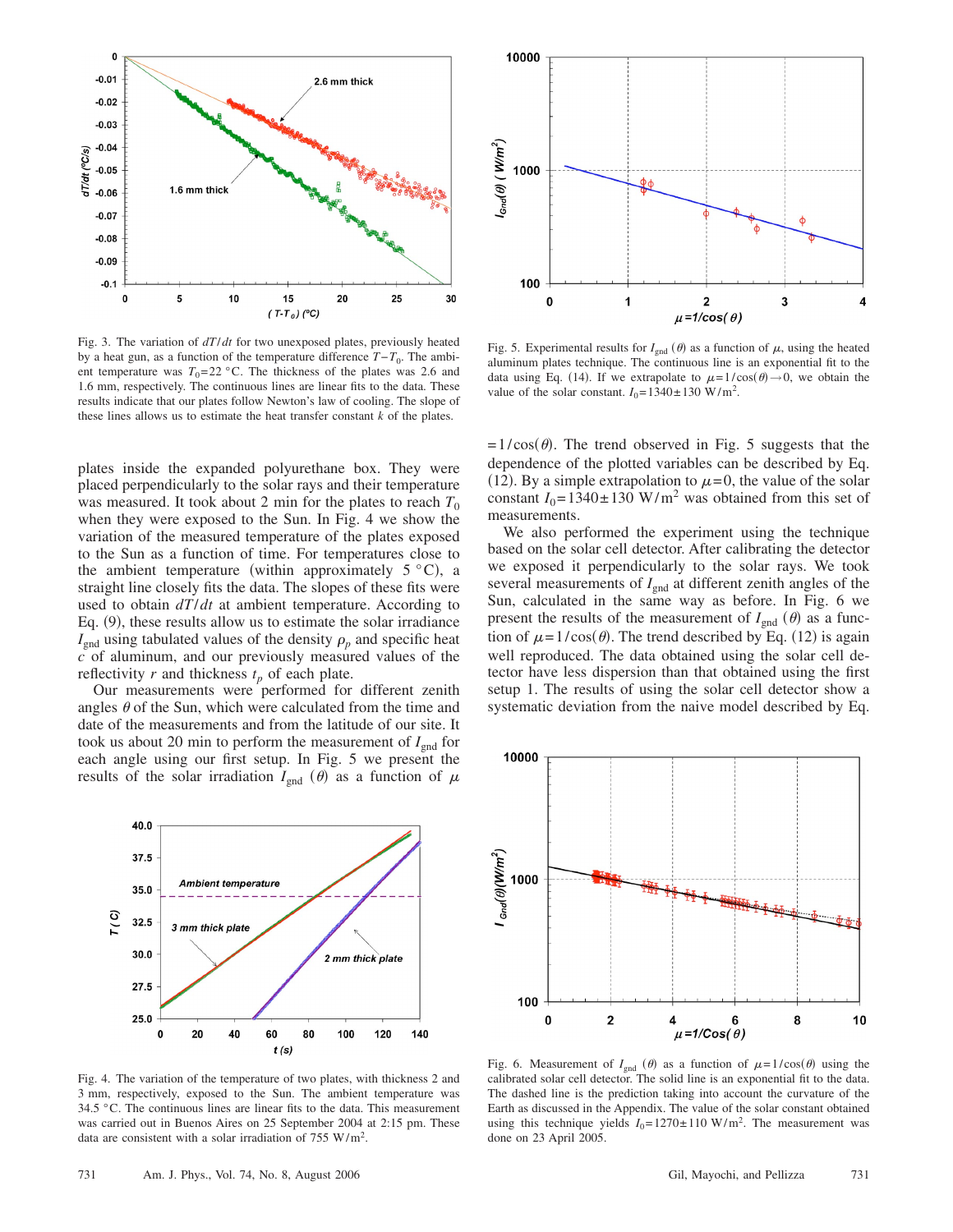Fig. 3. The variation of $dT/dt$ for two unexposed plates, previously heated by a heat gun, as a function of the temperature difference $T-T_0$. The ambient temperature was $T_0$=22 °C. The thickness of the plates was 2.6 and 1.6 mm, respectively. The continuous lines are linear fits to the data. These results indicate that our plates follow Newton's law of cooling. The slope of these lines allows us to estimate the heat transfer constant $k$ of the plates.

plates inside the expanded polyurethane box. They were placed perpendicularly to the solar rays and their temperature was measured. It took about 2 min for the plates to reach $T_0$ when they were exposed to the Sun. In Fig. 4 we show the variation of the measured temperature of the plates exposed to the Sun as a function of time. For temperatures close to the ambient temperature (within approximately 5 °C), a straight line closely fits the data. The slopes of these fits were used to obtain $dT/dt$ at ambient temperature. According to Eq. (9), these results allow us to estimate the solar irradiance $I_{\text{gnd}}$ using tabulated values of the density $\rho_p$ and specific heat $c$ of aluminum, and our previously measured values of the reflectivity $r$ and thickness $t_p$ of each plate.

Our measurements were performed for different zenith angles $\theta$ of the Sun, which were calculated from the time and date of the measurements and from the latitude of our site. It took us about 20 min to perform the measurement of $I_{\text{gnd}}$ for each angle using our first setup. In Fig. 5 we present the results of the solar irradiation $I_{\text{gnd}}(\theta)$ as a function of $\mu = 1/\cos(\theta)$. The trend observed in Fig. 5 suggests that the dependence of the plotted variables can be described by Eq. (12). By a simple extrapolation to $\mu=0$, the value of the solar constant $I_0 = 1340 \pm 130$ W/m$^2$ was obtained from this set of measurements.

We also performed the experiment using the technique based on the solar cell detector. After calibrating the detector we exposed it perpendicularly to the solar rays. We took several measurements of $I_{\text{gnd}}$ at different zenith angles of the Sun, calculated in the same way as before. In Fig. 6 we present the results of the measurement of $I_{\text{gnd}}(\theta)$ as a function of $\mu = 1/\cos(\theta)$. The trend described by Eq. (12) is again well reproduced. The data obtained using the solar cell detector have less dispersion than that obtained using the first setup 1. The results of using the solar cell detector show a systematic deviation from the naive model described by Eq.

Fig. 5. Experimental results for $I_{\text{gnd}}(\theta)$ as a function of $\mu$, using the heated aluminum plates technique. The continuous line is an exponential fit to the data using Eq. (14). If we extrapolate to $\mu = 1/\cos(\theta) \to 0$, we obtain the value of the solar constant. $I_0 = 1340 \pm 130$ W/m$^2$.

Fig. 4. The variation of the temperature of two plates, with thickness 2 and 3 mm, respectively, exposed to the Sun. The ambient temperature was 34.5 °C. The continuous lines are linear fits to the data. This measurement was carried out in Buenos Aires on 25 September 2004 at 2:15 pm. These data are consistent with a solar irradiation of 755 W/m$^2$.

Fig. 6. Measurement of $I_{\text{gnd}}(\theta)$ as a function of $\mu = 1/\cos(\theta)$ using the calibrated solar cell detector. The solid line is an exponential fit to the data. The dashed line is the prediction taking into account the curvature of the Earth as discussed in the Appendix. The value of the solar constant obtained using this technique yields $I_0 = 1270 \pm 110$ W/m$^2$. The measurement was done on 23 April 2005.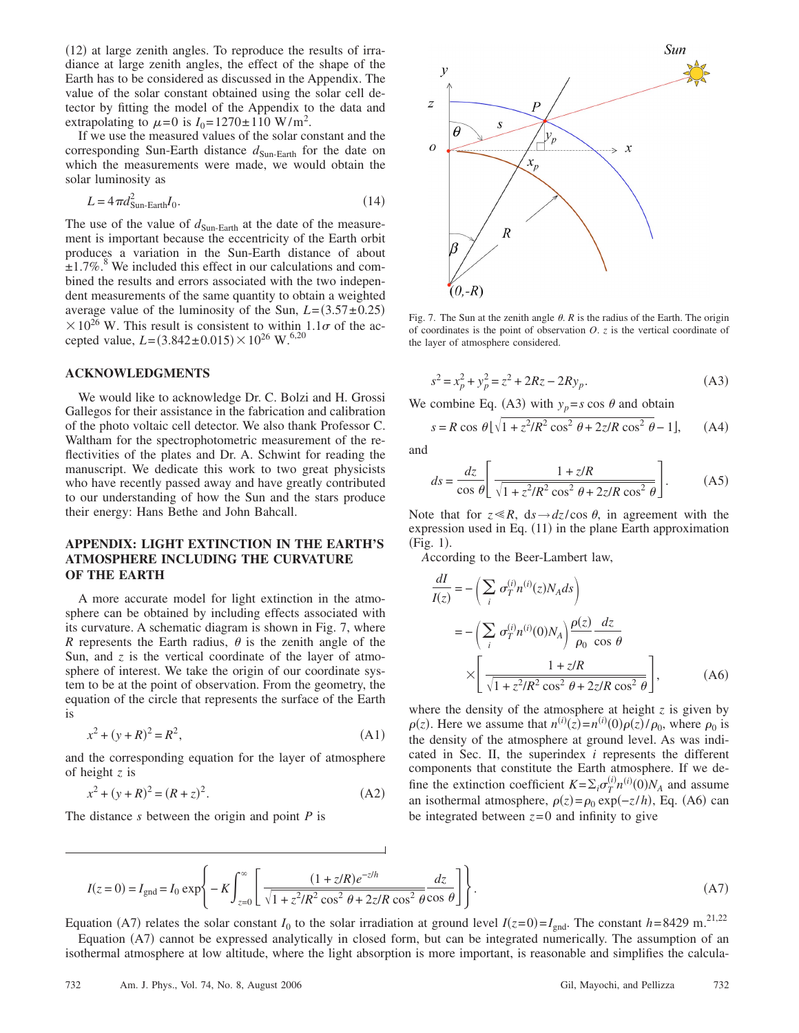(12) at large zenith angles. To reproduce the results of irradiance at large zenith angles, the effect of the shape of the Earth has to be considered as discussed in the Appendix. The value of the solar constant obtained using the solar cell detector by fitting the model of the Appendix to the data and extrapolating to $\mu=0$ is $I_0=1270\pm110$ W/m$^2$.

If we use the measured values of the solar constant and the corresponding Sun-Earth distance $d_{\text{Sun-Earth}}$ for the date on which the measurements were made, we would obtain the solar luminosity as

$$L = 4\pi d^2_{\text{Sun-Earth}} I_0. \tag{14}$$

The use of the value of $d_{\text{Sun-Earth}}$ at the date of the measurement is important because the eccentricity of the Earth orbit produces a variation in the Sun-Earth distance of about $\pm1.7\%$.[8] We included this effect in our calculations and combined the results and errors associated with the two independent measurements of the same quantity to obtain a weighted average value of the luminosity of the Sun, $L=(3.57\pm0.25)\times10^{26}$ W. This result is consistent to within $1.1\sigma$ of the accepted value, $L=(3.842\pm0.015)\times10^{26}$ W.[6,20]

## ACKNOWLEDGMENTS

We would like to acknowledge Dr. C. Bolzi and H. Grossi Gallegos for their assistance in the fabrication and calibration of the photo voltaic cell detector. We also thank Professor C. Waltham for the spectrophotometric measurement of the reflectivities of the plates and Dr. A. Schwint for reading the manuscript. We dedicate this work to two great physicists who have recently passed away and have greatly contributed to our understanding of how the Sun and the stars produce their energy: Hans Bethe and John Bahcall.

## APPENDIX: LIGHT EXTINCTION IN THE EARTH'S ATMOSPHERE INCLUDING THE CURVATURE OF THE EARTH

A more accurate model for light extinction in the atmosphere can be obtained by including effects associated with its curvature. A schematic diagram is shown in Fig. 7, where $R$ represents the Earth radius, $\theta$ is the zenith angle of the Sun, and $z$ is the vertical coordinate of the layer of atmosphere of interest. We take the origin of our coordinate system to be at the point of observation. From the geometry, the equation of the circle that represents the surface of the Earth is

$$x^2 + (y+R)^2 = R^2, \tag{A1}$$

and the corresponding equation for the layer of atmosphere of height $z$ is

$$x^2 + (y+R)^2 = (R+z)^2. \tag{A2}$$

The distance $s$ between the origin and point $P$ is

Fig. 7. The Sun at the zenith angle $\theta$. $R$ is the radius of the Earth. The origin of coordinates is the point of observation $O$. $z$ is the vertical coordinate of the layer of atmosphere considered.

$$s^2 = x_p^2 + y_p^2 = z^2 + 2Rz - 2Ry_p. \tag{A3}$$

We combine Eq. (A3) with $y_p = s\cos\theta$ and obtain

$$s = R\cos\theta\left[\sqrt{1 + z^2/R^2\cos^2\theta + 2z/R\cos^2\theta} - 1\right], \tag{A4}$$

and

$$ds = \frac{dz}{\cos\theta}\left[\frac{1+z/R}{\sqrt{1+z^2/R^2\cos^2\theta + 2z/R\cos^2\theta}}\right]. \tag{A5}$$

Note that for $z \ll R$, $ds \to dz/\cos\theta$, in agreement with the expression used in Eq. (11) in the plane Earth approximation (Fig. 1).

According to the Beer-Lambert law,

$$\begin{aligned}
\frac{dI}{I(z)} &= -\left(\sum_i \sigma_T^{(i)} n^{(i)}(z) N_A ds\right) \\
&= -\left(\sum_i \sigma_T^{(i)} n^{(i)}(0) N_A\right) \frac{\rho(z)}{\rho_0}\frac{dz}{\cos\theta} \\
&\quad \times \left[\frac{1+z/R}{\sqrt{1+z^2/R^2\cos^2\theta + 2z/R\cos^2\theta}}\right],
\end{aligned} \tag{A6}$$

where the density of the atmosphere at height $z$ is given by $\rho(z)$. Here we assume that $n^{(i)}(z)=n^{(i)}(0)\rho(z)/\rho_0$, where $\rho_0$ is the density of the atmosphere at ground level. As was indicated in Sec. II, the superindex $i$ represents the different components that constitute the Earth atmosphere. If we define the extinction coefficient $K=\Sigma_i \sigma_T^{(i)} n^{(i)}(0) N_A$ and assume an isothermal atmosphere, $\rho(z)=\rho_0\exp(-z/h)$, Eq. (A6) can be integrated between $z=0$ and infinity to give

$$I(z=0) = I_{\text{gnd}} = I_0 \exp\left\{-K\int_{z=0}^{\infty}\left[\frac{(1+z/R)e^{-z/h}}{\sqrt{1+z^2/R^2\cos^2\theta + 2z/R\cos^2\theta}}\frac{dz}{\cos\theta}\right]\right\}. \tag{A7}$$

Equation (A7) relates the solar constant $I_0$ to the solar irradiation at ground level $I(z=0)=I_{\text{gnd}}$. The constant $h=8429$ m.[21,22]

Equation (A7) cannot be expressed analytically in closed form, but can be integrated numerically. The assumption of an isothermal atmosphere at low altitude, where the light absorption is more important, is reasonable and simplifies the calcula-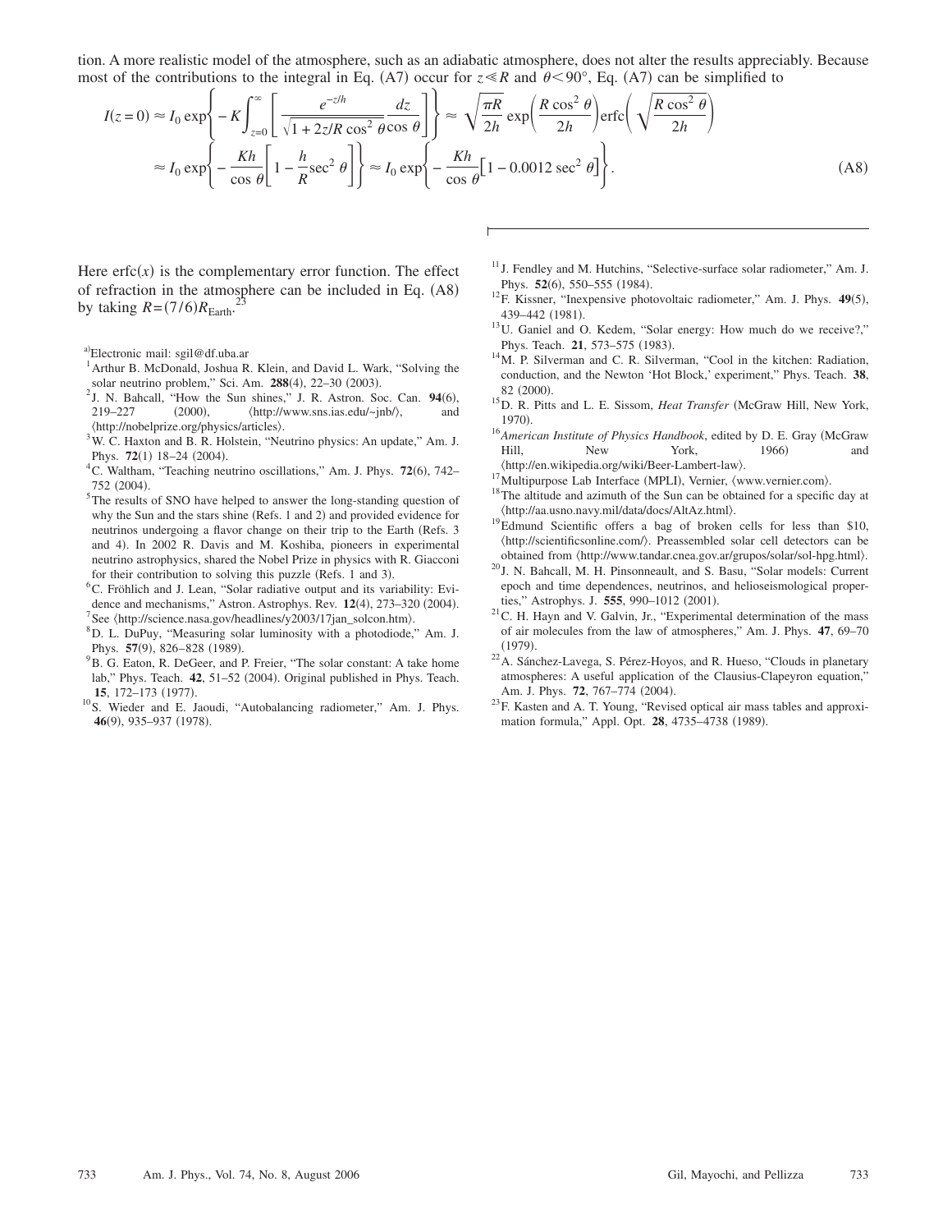tion. A more realistic model of the atmosphere, such as an adiabatic atmosphere, does not alter the results appreciably. Because most of the contributions to the integral in Eq. (A7) occur for $z \ll R$ and $\theta < 90°$, Eq. (A7) can be simplified to

$$I(z=0) \approx I_0 \exp\left\{ -K \int_{z=0}^{\infty} \left[ \frac{e^{-z/h}}{\sqrt{1+2z/R\cos^2\theta}} \frac{dz}{\cos\theta} \right] \right\} \approx \sqrt{\frac{\pi R}{2h}} \exp\left( \frac{R\cos^2\theta}{2h} \right) \operatorname{erfc}\left( \sqrt{\frac{R\cos^2\theta}{2h}} \right)$$

$$\approx I_0 \exp\left\{ -\frac{Kh}{\cos\theta} \left[ 1 - \frac{h}{R}\sec^2\theta \right] \right\} \approx I_0 \exp\left\{ -\frac{Kh}{\cos\theta} \left[ 1 - 0.0012\sec^2\theta \right] \right\}. \quad \text{(A8)}$$

Here $\operatorname{erfc}(x)$ is the complementary error function. The effect of refraction in the atmosphere can be included in Eq. (A8) by taking $R=(7/6)R_{\text{Earth}}$.[23]

[a] Electronic mail: sgil@df.uba.ar

[1] Arthur B. McDonald, Joshua R. Klein, and David L. Wark, "Solving the solar neutrino problem," Sci. Am. **288**(4), 22–30 (2003).

[2] J. N. Bahcall, "How the Sun shines," J. R. Astron. Soc. Can. **94**(6), 219–227 (2000), ⟨http://www.sns.ias.edu/~jnb/⟩, and ⟨http://nobelprize.org/physics/articles⟩.

[3] W. C. Haxton and B. R. Holstein, "Neutrino physics: An update," Am. J. Phys. **72**(1) 18–24 (2004).

[4] C. Waltham, "Teaching neutrino oscillations," Am. J. Phys. **72**(6), 742–752 (2004).

[5] The results of SNO have helped to answer the long-standing question of why the Sun and the stars shine (Refs. 1 and 2) and provided evidence for neutrinos undergoing a flavor change on their trip to the Earth (Refs. 3 and 4). In 2002 R. Davis and M. Koshiba, pioneers in experimental neutrino astrophysics, shared the Nobel Prize in physics with R. Giacconi for their contribution to solving this puzzle (Refs. 1 and 3).

[6] C. Fröhlich and J. Lean, "Solar radiative output and its variability: Evidence and mechanisms," Astron. Astrophys. Rev. **12**(4), 273–320 (2004).

[7] See ⟨http://science.nasa.gov/headlines/y2003/17jan_solcon.htm⟩.

[8] D. L. DuPuy, "Measuring solar luminosity with a photodiode," Am. J. Phys. **57**(9), 826–828 (1989).

[9] B. G. Eaton, R. DeGeer, and P. Freier, "The solar constant: A take home lab," Phys. Teach. **42**, 51–52 (2004). Original published in Phys. Teach. **15**, 172–173 (1977).

[10] S. Wieder and E. Jaoudi, "Autobalancing radiometer," Am. J. Phys. **46**(9), 935–937 (1978).

[11] J. Fendley and M. Hutchins, "Selective-surface solar radiometer," Am. J. Phys. **52**(6), 550–555 (1984).

[12] F. Kissner, "Inexpensive photovoltaic radiometer," Am. J. Phys. **49**(5), 439–442 (1981).

[13] U. Ganiel and O. Kedem, "Solar energy: How much do we receive?," Phys. Teach. **21**, 573–575 (1983).

[14] M. P. Silverman and C. R. Silverman, "Cool in the kitchen: Radiation, conduction, and the Newton 'Hot Block,' experiment," Phys. Teach. **38**, 82 (2000).

[15] D. R. Pitts and L. E. Sissom, *Heat Transfer* (McGraw Hill, New York, 1970).

[16] *American Institute of Physics Handbook*, edited by D. E. Gray (McGraw Hill, New York, 1966) and ⟨http://en.wikipedia.org/wiki/Beer-Lambert-law⟩.

[17] Multipurpose Lab Interface (MPLI), Vernier, ⟨www.vernier.com⟩.

[18] The altitude and azimuth of the Sun can be obtained for a specific day at ⟨http://aa.usno.navy.mil/data/docs/AltAz.html⟩.

[19] Edmund Scientific offers a bag of broken cells for less than $10, ⟨http://scientificsonline.com/⟩. Preassembled solar cell detectors can be obtained from ⟨http://www.tandar.cnea.gov.ar/grupos/solar/sol-hpg.html⟩.

[20] J. N. Bahcall, M. H. Pinsonneault, and S. Basu, "Solar models: Current epoch and time dependences, neutrinos, and helioseismological properties," Astrophys. J. **555**, 990–1012 (2001).

[21] C. H. Hayn and V. Galvin, Jr., "Experimental determination of the mass of air molecules from the law of atmospheres," Am. J. Phys. **47**, 69–70 (1979).

[22] A. Sánchez-Lavega, S. Pérez-Hoyos, and R. Hueso, "Clouds in planetary atmospheres: A useful application of the Clausius-Clapeyron equation," Am. J. Phys. **72**, 767–774 (2004).

[23] F. Kasten and A. T. Young, "Revised optical air mass tables and approximation formula," Appl. Opt. **28**, 4735–4738 (1989).